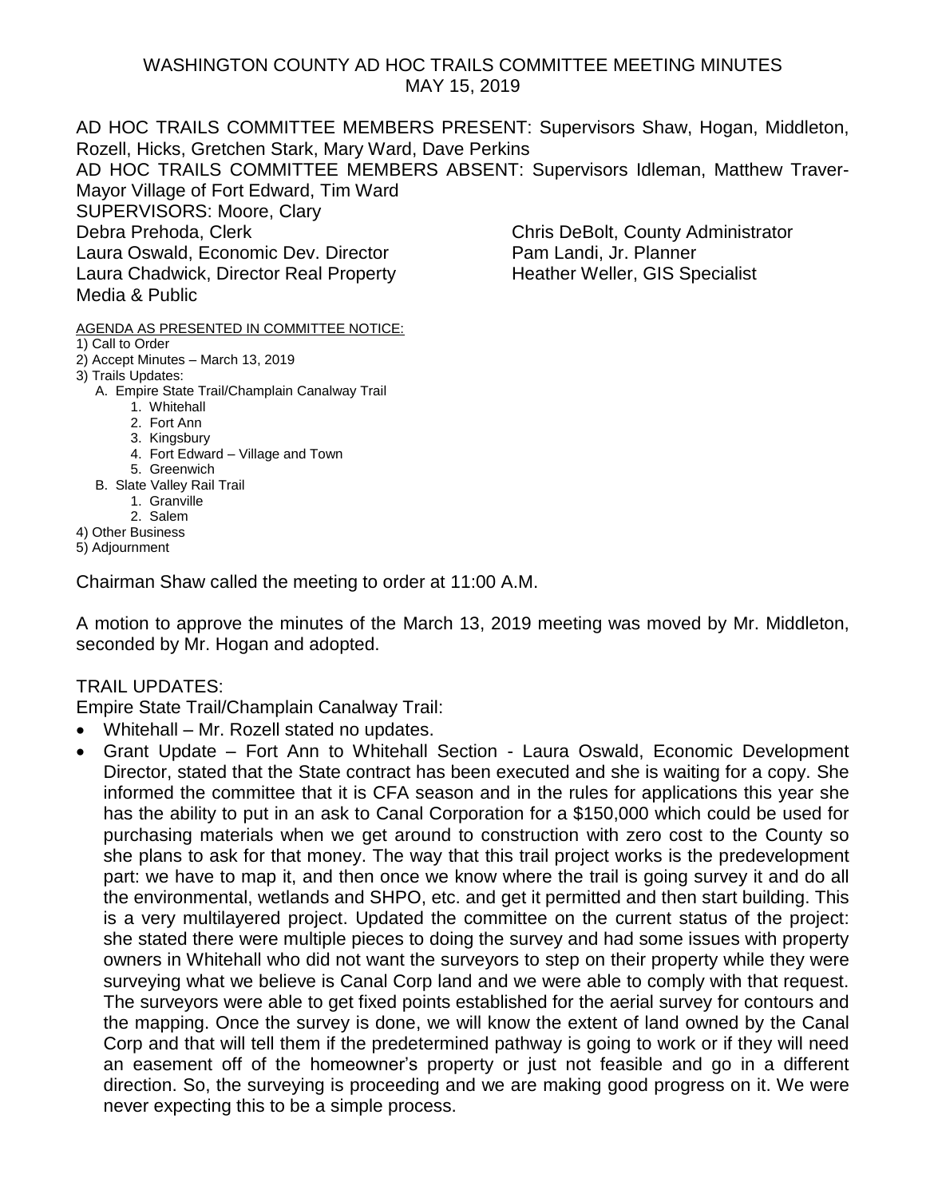# WASHINGTON COUNTY AD HOC TRAILS COMMITTEE MEETING MINUTES
## MAY 15, 2019

AD HOC TRAILS COMMITTEE MEMBERS PRESENT: Supervisors Shaw, Hogan, Middleton, Rozell, Hicks, Gretchen Stark, Mary Ward, Dave Perkins

AD HOC TRAILS COMMITTEE MEMBERS ABSENT: Supervisors Idleman, Matthew Traver-Mayor Village of Fort Edward, Tim Ward

SUPERVISORS: Moore, Clary

Debra Prehoda, Clerk
Laura Oswald, Economic Dev. Director
Laura Chadwick, Director Real Property
Media & Public

Chris DeBolt, County Administrator
Pam Landi, Jr. Planner
Heather Weller, GIS Specialist

AGENDA AS PRESENTED IN COMMITTEE NOTICE:

1) Call to Order
2) Accept Minutes – March 13, 2019
3) Trails Updates:
   - A. Empire State Trail/Champlain Canalway Trail
     1. Whitehall
     2. Fort Ann
     3. Kingsbury
     4. Fort Edward – Village and Town
     5. Greenwich
   - B. Slate Valley Rail Trail
     1. Granville
     2. Salem
4) Other Business
5) Adjournment

Chairman Shaw called the meeting to order at 11:00 A.M.

A motion to approve the minutes of the March 13, 2019 meeting was moved by Mr. Middleton, seconded by Mr. Hogan and adopted.

TRAIL UPDATES:

Empire State Trail/Champlain Canalway Trail:

- Whitehall – Mr. Rozell stated no updates.
- Grant Update – Fort Ann to Whitehall Section - Laura Oswald, Economic Development Director, stated that the State contract has been executed and she is waiting for a copy. She informed the committee that it is CFA season and in the rules for applications this year she has the ability to put in an ask to Canal Corporation for a $150,000 which could be used for purchasing materials when we get around to construction with zero cost to the County so she plans to ask for that money. The way that this trail project works is the predevelopment part: we have to map it, and then once we know where the trail is going survey it and do all the environmental, wetlands and SHPO, etc. and get it permitted and then start building. This is a very multilayered project. Updated the committee on the current status of the project: she stated there were multiple pieces to doing the survey and had some issues with property owners in Whitehall who did not want the surveyors to step on their property while they were surveying what we believe is Canal Corp land and we were able to comply with that request. The surveyors were able to get fixed points established for the aerial survey for contours and the mapping. Once the survey is done, we will know the extent of land owned by the Canal Corp and that will tell them if the predetermined pathway is going to work or if they will need an easement off of the homeowner's property or just not feasible and go in a different direction. So, the surveying is proceeding and we are making good progress on it. We were never expecting this to be a simple process.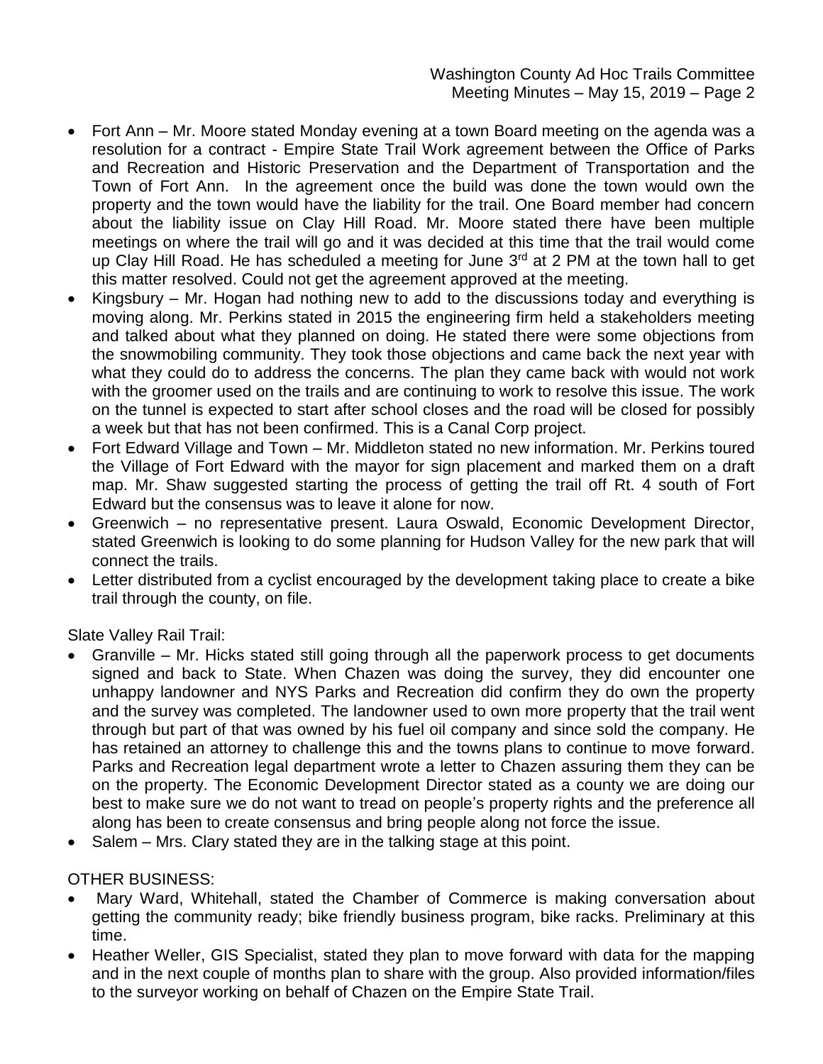- Fort Ann – Mr. Moore stated Monday evening at a town Board meeting on the agenda was a resolution for a contract - Empire State Trail Work agreement between the Office of Parks and Recreation and Historic Preservation and the Department of Transportation and the Town of Fort Ann. In the agreement once the build was done the town would own the property and the town would have the liability for the trail. One Board member had concern about the liability issue on Clay Hill Road. Mr. Moore stated there have been multiple meetings on where the trail will go and it was decided at this time that the trail would come up Clay Hill Road. He has scheduled a meeting for June 3rd at 2 PM at the town hall to get this matter resolved. Could not get the agreement approved at the meeting.
- Kingsbury – Mr. Hogan had nothing new to add to the discussions today and everything is moving along. Mr. Perkins stated in 2015 the engineering firm held a stakeholders meeting and talked about what they planned on doing. He stated there were some objections from the snowmobiling community. They took those objections and came back the next year with what they could do to address the concerns. The plan they came back with would not work with the groomer used on the trails and are continuing to work to resolve this issue. The work on the tunnel is expected to start after school closes and the road will be closed for possibly a week but that has not been confirmed. This is a Canal Corp project.
- Fort Edward Village and Town – Mr. Middleton stated no new information. Mr. Perkins toured the Village of Fort Edward with the mayor for sign placement and marked them on a draft map. Mr. Shaw suggested starting the process of getting the trail off Rt. 4 south of Fort Edward but the consensus was to leave it alone for now.
- Greenwich – no representative present. Laura Oswald, Economic Development Director, stated Greenwich is looking to do some planning for Hudson Valley for the new park that will connect the trails.
- Letter distributed from a cyclist encouraged by the development taking place to create a bike trail through the county, on file.

Slate Valley Rail Trail:

- Granville – Mr. Hicks stated still going through all the paperwork process to get documents signed and back to State. When Chazen was doing the survey, they did encounter one unhappy landowner and NYS Parks and Recreation did confirm they do own the property and the survey was completed. The landowner used to own more property that the trail went through but part of that was owned by his fuel oil company and since sold the company. He has retained an attorney to challenge this and the towns plans to continue to move forward. Parks and Recreation legal department wrote a letter to Chazen assuring them they can be on the property. The Economic Development Director stated as a county we are doing our best to make sure we do not want to tread on people's property rights and the preference all along has been to create consensus and bring people along not force the issue.
- Salem – Mrs. Clary stated they are in the talking stage at this point.

OTHER BUSINESS:

- Mary Ward, Whitehall, stated the Chamber of Commerce is making conversation about getting the community ready; bike friendly business program, bike racks. Preliminary at this time.
- Heather Weller, GIS Specialist, stated they plan to move forward with data for the mapping and in the next couple of months plan to share with the group. Also provided information/files to the surveyor working on behalf of Chazen on the Empire State Trail.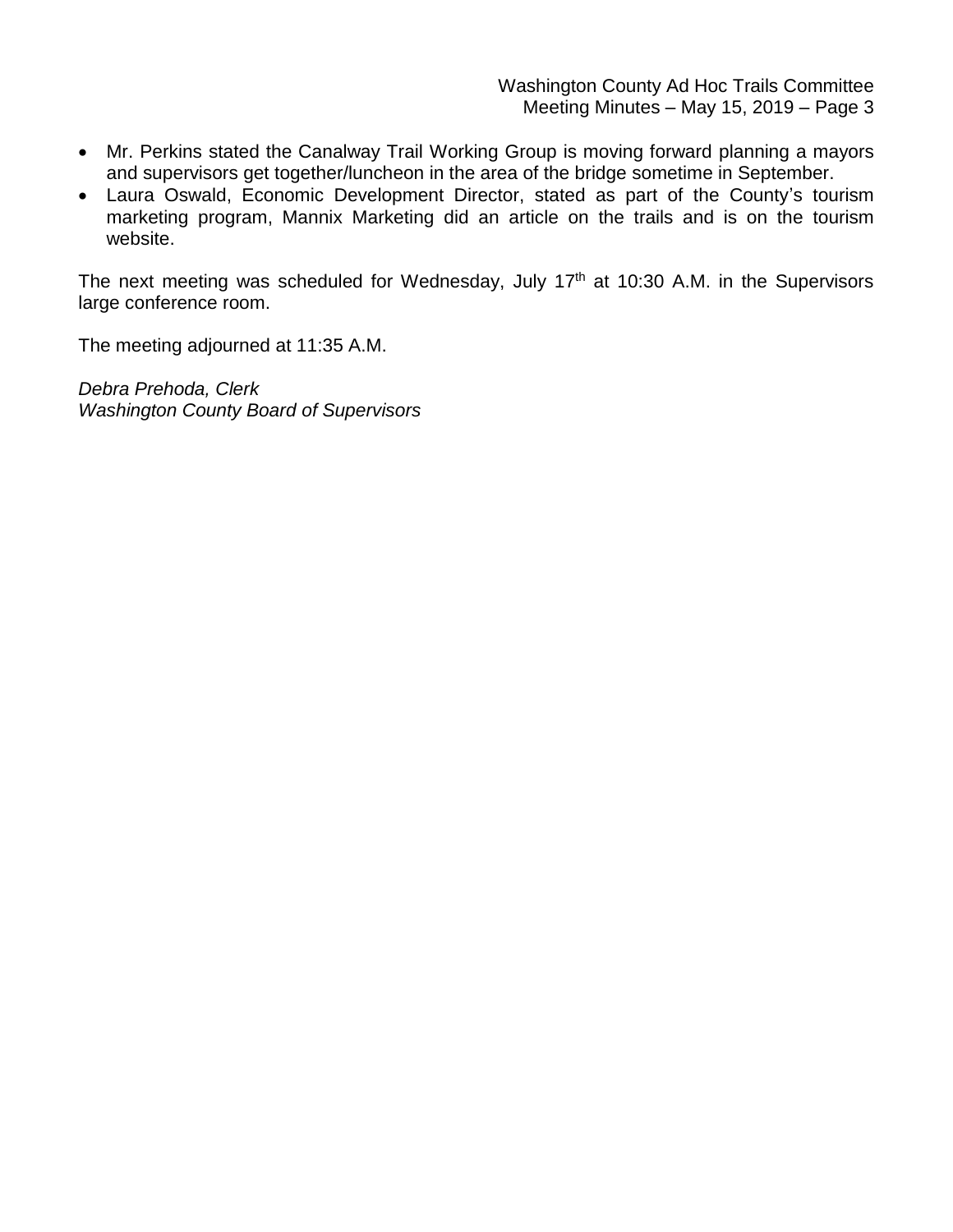- Mr. Perkins stated the Canalway Trail Working Group is moving forward planning a mayors and supervisors get together/luncheon in the area of the bridge sometime in September.
- Laura Oswald, Economic Development Director, stated as part of the County's tourism marketing program, Mannix Marketing did an article on the trails and is on the tourism website.

The next meeting was scheduled for Wednesday, July 17th at 10:30 A.M. in the Supervisors large conference room.

The meeting adjourned at 11:35 A.M.

*Debra Prehoda, Clerk*
*Washington County Board of Supervisors*